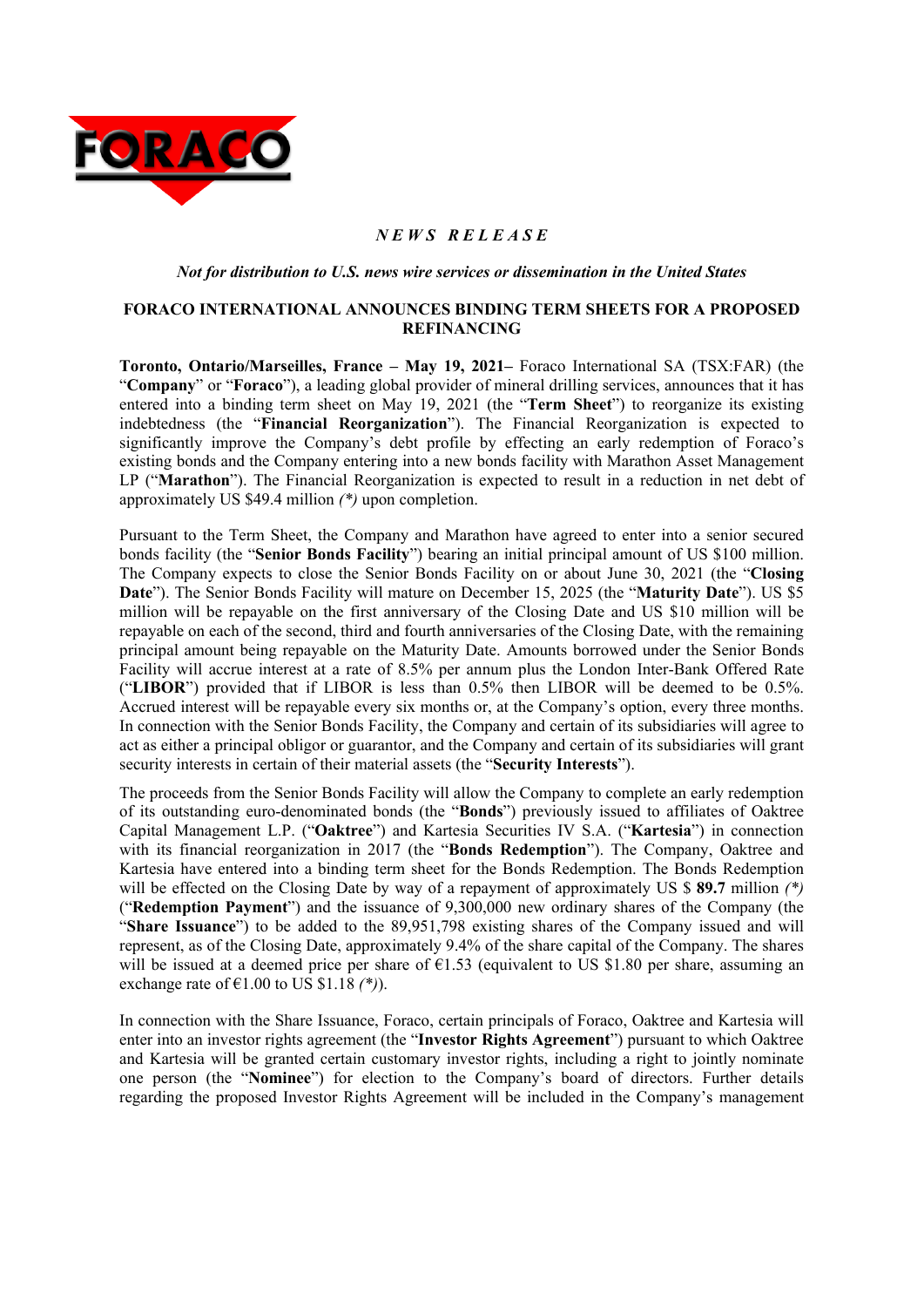FORACO

*NEWS RELEASE*

*Not for distribution to U.S. news wire services or dissemination in the United States*

# FORACO INTERNATIONAL ANNOUNCES BINDING TERM SHEETS FOR A PROPOSED REFINANCING

**Toronto, Ontario/Marseilles, France – May 19, 2021–** Foraco International SA (TSX:FAR) (the "**Company**" or "**Foraco**"), a leading global provider of mineral drilling services, announces that it has entered into a binding term sheet on May 19, 2021 (the "**Term Sheet**") to reorganize its existing indebtedness (the "**Financial Reorganization**"). The Financial Reorganization is expected to significantly improve the Company's debt profile by effecting an early redemption of Foraco's existing bonds and the Company entering into a new bonds facility with Marathon Asset Management LP ("**Marathon**"). The Financial Reorganization is expected to result in a reduction in net debt of approximately US $49.4 million *(*)* upon completion.

Pursuant to the Term Sheet, the Company and Marathon have agreed to enter into a senior secured bonds facility (the "**Senior Bonds Facility**") bearing an initial principal amount of US $100 million. The Company expects to close the Senior Bonds Facility on or about June 30, 2021 (the "**Closing Date**"). The Senior Bonds Facility will mature on December 15, 2025 (the "**Maturity Date**"). US $5 million will be repayable on the first anniversary of the Closing Date and US $10 million will be repayable on each of the second, third and fourth anniversaries of the Closing Date, with the remaining principal amount being repayable on the Maturity Date. Amounts borrowed under the Senior Bonds Facility will accrue interest at a rate of 8.5% per annum plus the London Inter-Bank Offered Rate ("**LIBOR**") provided that if LIBOR is less than 0.5% then LIBOR will be deemed to be 0.5%. Accrued interest will be repayable every six months or, at the Company's option, every three months. In connection with the Senior Bonds Facility, the Company and certain of its subsidiaries will agree to act as either a principal obligor or guarantor, and the Company and certain of its subsidiaries will grant security interests in certain of their material assets (the "**Security Interests**").

The proceeds from the Senior Bonds Facility will allow the Company to complete an early redemption of its outstanding euro-denominated bonds (the "**Bonds**") previously issued to affiliates of Oaktree Capital Management L.P. ("**Oaktree**") and Kartesia Securities IV S.A. ("**Kartesia**") in connection with its financial reorganization in 2017 (the "**Bonds Redemption**"). The Company, Oaktree and Kartesia have entered into a binding term sheet for the Bonds Redemption. The Bonds Redemption will be effected on the Closing Date by way of a repayment of approximately US $ **89.7** million *(*)* ("**Redemption Payment**") and the issuance of 9,300,000 new ordinary shares of the Company (the "**Share Issuance**") to be added to the 89,951,798 existing shares of the Company issued and will represent, as of the Closing Date, approximately 9.4% of the share capital of the Company. The shares will be issued at a deemed price per share of €1.53 (equivalent to US $1.80 per share, assuming an exchange rate of €1.00 to US $1.18 *(*)*).

In connection with the Share Issuance, Foraco, certain principals of Foraco, Oaktree and Kartesia will enter into an investor rights agreement (the "**Investor Rights Agreement**") pursuant to which Oaktree and Kartesia will be granted certain customary investor rights, including a right to jointly nominate one person (the "**Nominee**") for election to the Company's board of directors. Further details regarding the proposed Investor Rights Agreement will be included in the Company's management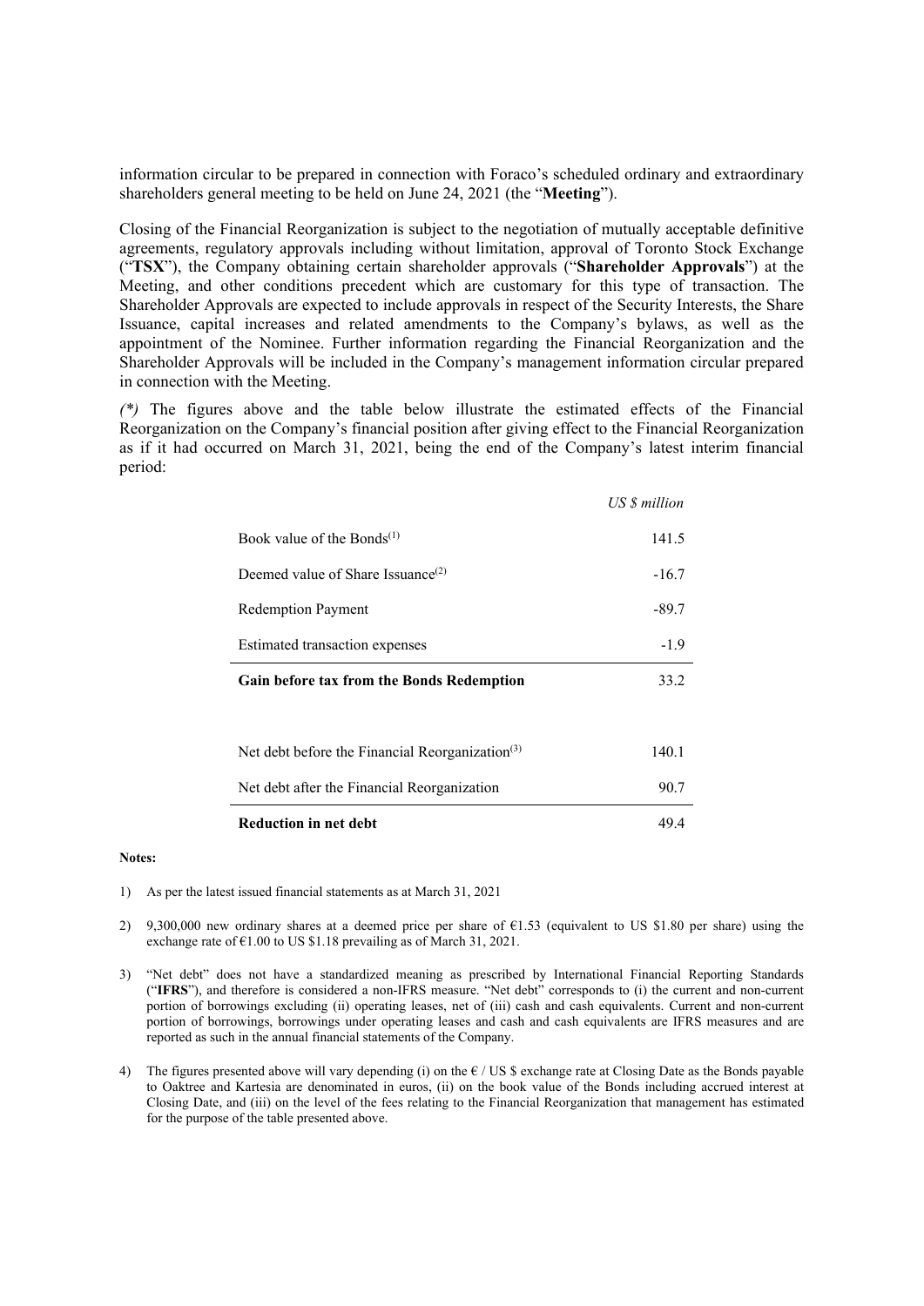information circular to be prepared in connection with Foraco's scheduled ordinary and extraordinary shareholders general meeting to be held on June 24, 2021 (the "**Meeting**").

Closing of the Financial Reorganization is subject to the negotiation of mutually acceptable definitive agreements, regulatory approvals including without limitation, approval of Toronto Stock Exchange ("**TSX**"), the Company obtaining certain shareholder approvals ("**Shareholder Approvals**") at the Meeting, and other conditions precedent which are customary for this type of transaction. The Shareholder Approvals are expected to include approvals in respect of the Security Interests, the Share Issuance, capital increases and related amendments to the Company's bylaws, as well as the appointment of the Nominee. Further information regarding the Financial Reorganization and the Shareholder Approvals will be included in the Company's management information circular prepared in connection with the Meeting.

*(\*)* The figures above and the table below illustrate the estimated effects of the Financial Reorganization on the Company's financial position after giving effect to the Financial Reorganization as if it had occurred on March 31, 2021, being the end of the Company's latest interim financial period:

| | *US $ million* |
|---|---|
| Book value of the Bonds[(1)] | 141.5 |
| Deemed value of Share Issuance[(2)] | -16.7 |
| Redemption Payment | -89.7 |
| Estimated transaction expenses | -1.9 |
| **Gain before tax from the Bonds Redemption** | 33.2 |
| | |
| Net debt before the Financial Reorganization[(3)] | 140.1 |
| Net debt after the Financial Reorganization | 90.7 |
| **Reduction in net debt** | 49.4 |

**Notes:**

1) As per the latest issued financial statements as at March 31, 2021

2) 9,300,000 new ordinary shares at a deemed price per share of €1.53 (equivalent to US $1.80 per share) using the exchange rate of €1.00 to US $1.18 prevailing as of March 31, 2021.

3) "Net debt" does not have a standardized meaning as prescribed by International Financial Reporting Standards ("**IFRS**"), and therefore is considered a non-IFRS measure. "Net debt" corresponds to (i) the current and non-current portion of borrowings excluding (ii) operating leases, net of (iii) cash and cash equivalents. Current and non-current portion of borrowings, borrowings under operating leases and cash and cash equivalents are IFRS measures and are reported as such in the annual financial statements of the Company.

4) The figures presented above will vary depending (i) on the € / US $ exchange rate at Closing Date as the Bonds payable to Oaktree and Kartesia are denominated in euros, (ii) on the book value of the Bonds including accrued interest at Closing Date, and (iii) on the level of the fees relating to the Financial Reorganization that management has estimated for the purpose of the table presented above.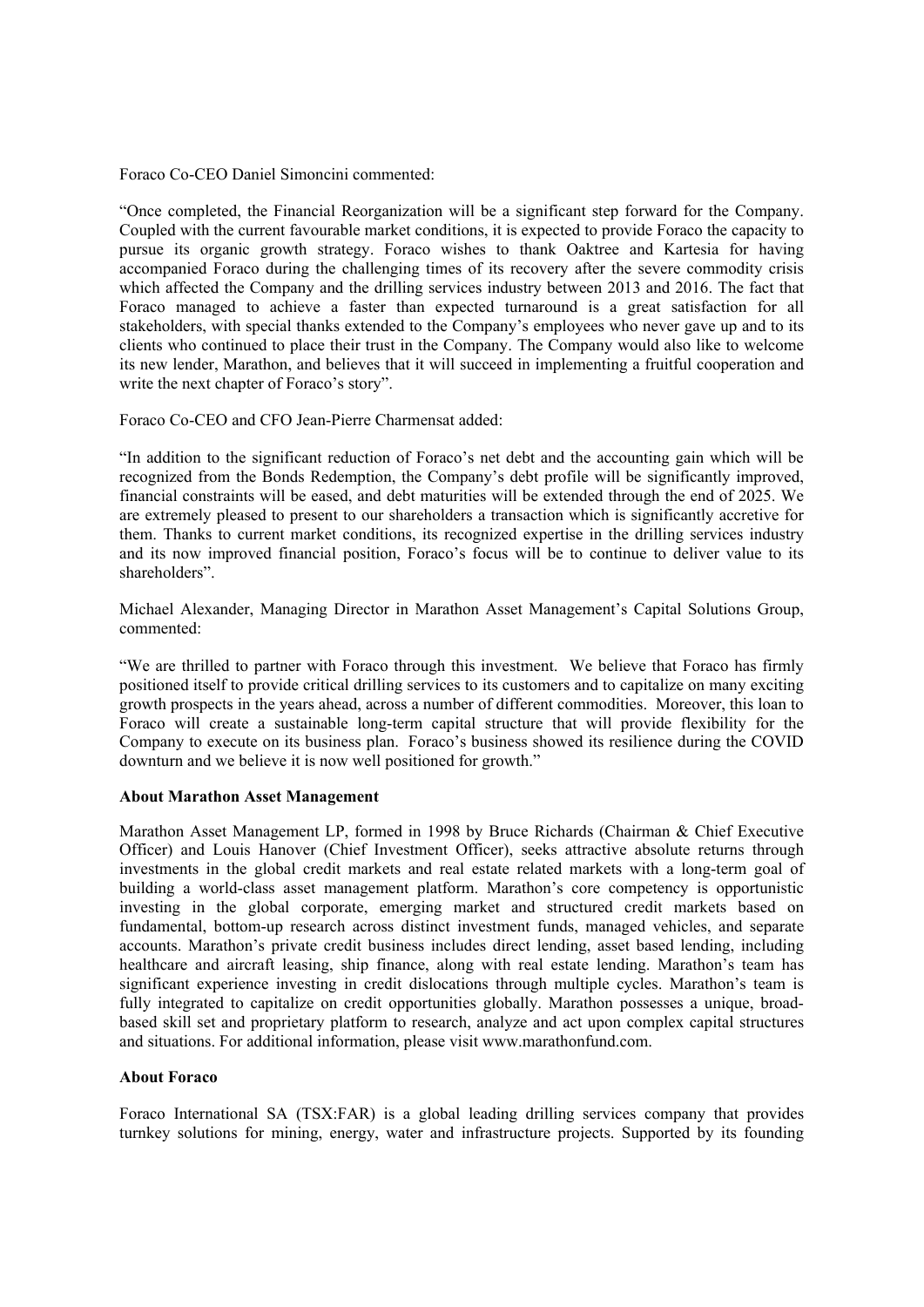Foraco Co-CEO Daniel Simoncini commented:

"Once completed, the Financial Reorganization will be a significant step forward for the Company. Coupled with the current favourable market conditions, it is expected to provide Foraco the capacity to pursue its organic growth strategy. Foraco wishes to thank Oaktree and Kartesia for having accompanied Foraco during the challenging times of its recovery after the severe commodity crisis which affected the Company and the drilling services industry between 2013 and 2016. The fact that Foraco managed to achieve a faster than expected turnaround is a great satisfaction for all stakeholders, with special thanks extended to the Company's employees who never gave up and to its clients who continued to place their trust in the Company. The Company would also like to welcome its new lender, Marathon, and believes that it will succeed in implementing a fruitful cooperation and write the next chapter of Foraco's story".

Foraco Co-CEO and CFO Jean-Pierre Charmensat added:

"In addition to the significant reduction of Foraco's net debt and the accounting gain which will be recognized from the Bonds Redemption, the Company's debt profile will be significantly improved, financial constraints will be eased, and debt maturities will be extended through the end of 2025. We are extremely pleased to present to our shareholders a transaction which is significantly accretive for them. Thanks to current market conditions, its recognized expertise in the drilling services industry and its now improved financial position, Foraco's focus will be to continue to deliver value to its shareholders".

Michael Alexander, Managing Director in Marathon Asset Management's Capital Solutions Group, commented:

"We are thrilled to partner with Foraco through this investment. We believe that Foraco has firmly positioned itself to provide critical drilling services to its customers and to capitalize on many exciting growth prospects in the years ahead, across a number of different commodities. Moreover, this loan to Foraco will create a sustainable long-term capital structure that will provide flexibility for the Company to execute on its business plan. Foraco's business showed its resilience during the COVID downturn and we believe it is now well positioned for growth."

**About Marathon Asset Management**

Marathon Asset Management LP, formed in 1998 by Bruce Richards (Chairman & Chief Executive Officer) and Louis Hanover (Chief Investment Officer), seeks attractive absolute returns through investments in the global credit markets and real estate related markets with a long-term goal of building a world-class asset management platform. Marathon's core competency is opportunistic investing in the global corporate, emerging market and structured credit markets based on fundamental, bottom-up research across distinct investment funds, managed vehicles, and separate accounts. Marathon's private credit business includes direct lending, asset based lending, including healthcare and aircraft leasing, ship finance, along with real estate lending. Marathon's team has significant experience investing in credit dislocations through multiple cycles. Marathon's team is fully integrated to capitalize on credit opportunities globally. Marathon possesses a unique, broad-based skill set and proprietary platform to research, analyze and act upon complex capital structures and situations. For additional information, please visit www.marathonfund.com.

**About Foraco**

Foraco International SA (TSX:FAR) is a global leading drilling services company that provides turnkey solutions for mining, energy, water and infrastructure projects. Supported by its founding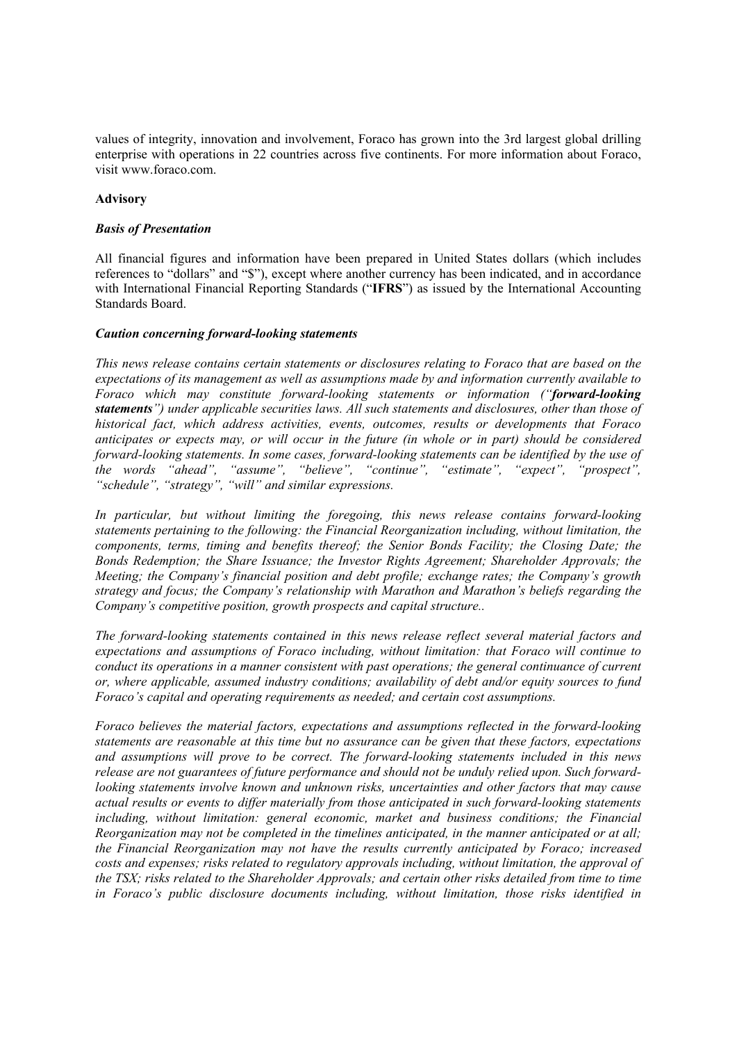values of integrity, innovation and involvement, Foraco has grown into the 3rd largest global drilling enterprise with operations in 22 countries across five continents. For more information about Foraco, visit www.foraco.com.

**Advisory**

***Basis of Presentation***

All financial figures and information have been prepared in United States dollars (which includes references to "dollars" and "$"), except where another currency has been indicated, and in accordance with International Financial Reporting Standards ("**IFRS**") as issued by the International Accounting Standards Board.

***Caution concerning forward-looking statements***

*This news release contains certain statements or disclosures relating to Foraco that are based on the expectations of its management as well as assumptions made by and information currently available to Foraco which may constitute forward-looking statements or information ("**forward-looking statements**") under applicable securities laws. All such statements and disclosures, other than those of historical fact, which address activities, events, outcomes, results or developments that Foraco anticipates or expects may, or will occur in the future (in whole or in part) should be considered forward-looking statements. In some cases, forward-looking statements can be identified by the use of the words "ahead", "assume", "believe", "continue", "estimate", "expect", "prospect", "schedule", "strategy", "will" and similar expressions.*

*In particular, but without limiting the foregoing, this news release contains forward-looking statements pertaining to the following: the Financial Reorganization including, without limitation, the components, terms, timing and benefits thereof; the Senior Bonds Facility; the Closing Date; the Bonds Redemption; the Share Issuance; the Investor Rights Agreement; Shareholder Approvals; the Meeting; the Company's financial position and debt profile; exchange rates; the Company's growth strategy and focus; the Company's relationship with Marathon and Marathon's beliefs regarding the Company's competitive position, growth prospects and capital structure..*

*The forward-looking statements contained in this news release reflect several material factors and expectations and assumptions of Foraco including, without limitation: that Foraco will continue to conduct its operations in a manner consistent with past operations; the general continuance of current or, where applicable, assumed industry conditions; availability of debt and/or equity sources to fund Foraco's capital and operating requirements as needed; and certain cost assumptions.*

*Foraco believes the material factors, expectations and assumptions reflected in the forward-looking statements are reasonable at this time but no assurance can be given that these factors, expectations and assumptions will prove to be correct. The forward-looking statements included in this news release are not guarantees of future performance and should not be unduly relied upon. Such forward-looking statements involve known and unknown risks, uncertainties and other factors that may cause actual results or events to differ materially from those anticipated in such forward-looking statements including, without limitation: general economic, market and business conditions; the Financial Reorganization may not be completed in the timelines anticipated, in the manner anticipated or at all; the Financial Reorganization may not have the results currently anticipated by Foraco; increased costs and expenses; risks related to regulatory approvals including, without limitation, the approval of the TSX; risks related to the Shareholder Approvals; and certain other risks detailed from time to time in Foraco's public disclosure documents including, without limitation, those risks identified in*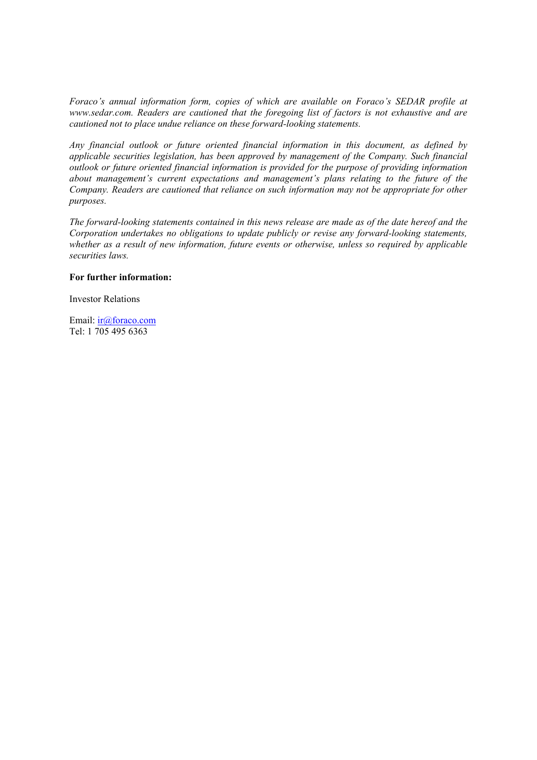*Foraco's annual information form, copies of which are available on Foraco's SEDAR profile at www.sedar.com. Readers are cautioned that the foregoing list of factors is not exhaustive and are cautioned not to place undue reliance on these forward-looking statements.*

*Any financial outlook or future oriented financial information in this document, as defined by applicable securities legislation, has been approved by management of the Company. Such financial outlook or future oriented financial information is provided for the purpose of providing information about management's current expectations and management's plans relating to the future of the Company. Readers are cautioned that reliance on such information may not be appropriate for other purposes.*

*The forward-looking statements contained in this news release are made as of the date hereof and the Corporation undertakes no obligations to update publicly or revise any forward-looking statements, whether as a result of new information, future events or otherwise, unless so required by applicable securities laws.*

**For further information:**

Investor Relations

Email: ir@foraco.com
Tel: 1 705 495 6363